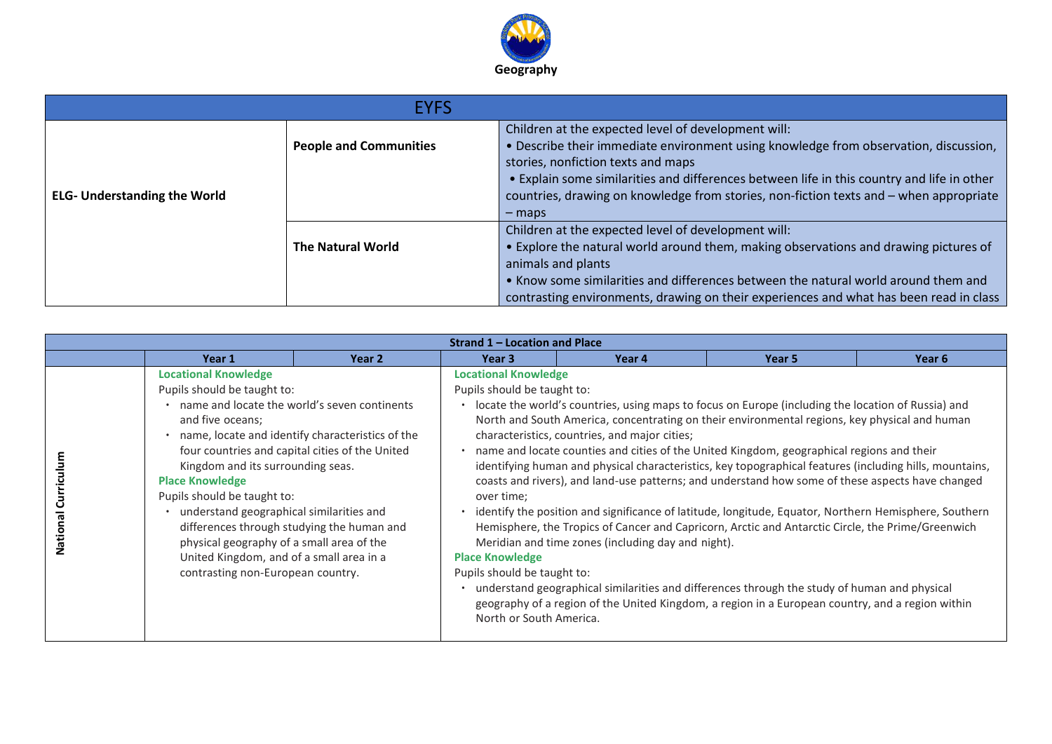# Geography

| EYFS | | |
|---|---|---|
| **ELG- Understanding the World** | **People and Communities** | Children at the expected level of development will:<br>• Describe their immediate environment using knowledge from observation, discussion, stories, nonfiction texts and maps<br>• Explain some similarities and differences between life in this country and life in other countries, drawing on knowledge from stories, non-fiction texts and – when appropriate – maps |
| | **The Natural World** | Children at the expected level of development will:<br>• Explore the natural world around them, making observations and drawing pictures of animals and plants<br>• Know some similarities and differences between the natural world around them and contrasting environments, drawing on their experiences and what has been read in class |

**Strand 1 – Location and Place**

| | Year 1 | Year 2 | Year 3 | Year 4 | Year 5 | Year 6 |
|---|---|---|---|---|---|---|
| **National Curriculum** | **Locational Knowledge**<br>Pupils should be taught to:<br>• name and locate the world's seven continents and five oceans;<br>• name, locate and identify characteristics of the four countries and capital cities of the United Kingdom and its surrounding seas.<br>**Place Knowledge**<br>Pupils should be taught to:<br>• understand geographical similarities and differences through studying the human and physical geography of a small area of the United Kingdom, and of a small area in a contrasting non-European country. | | **Locational Knowledge**<br>Pupils should be taught to:<br>• locate the world's countries, using maps to focus on Europe (including the location of Russia) and North and South America, concentrating on their environmental regions, key physical and human characteristics, countries, and major cities;<br>• name and locate counties and cities of the United Kingdom, geographical regions and their identifying human and physical characteristics, key topographical features (including hills, mountains, coasts and rivers), and land-use patterns; and understand how some of these aspects have changed over time;<br>• identify the position and significance of latitude, longitude, Equator, Northern Hemisphere, Southern Hemisphere, the Tropics of Cancer and Capricorn, Arctic and Antarctic Circle, the Prime/Greenwich Meridian and time zones (including day and night).<br>**Place Knowledge**<br>Pupils should be taught to:<br>• understand geographical similarities and differences through the study of human and physical geography of a region of the United Kingdom, a region in a European country, and a region within North or South America. | | | |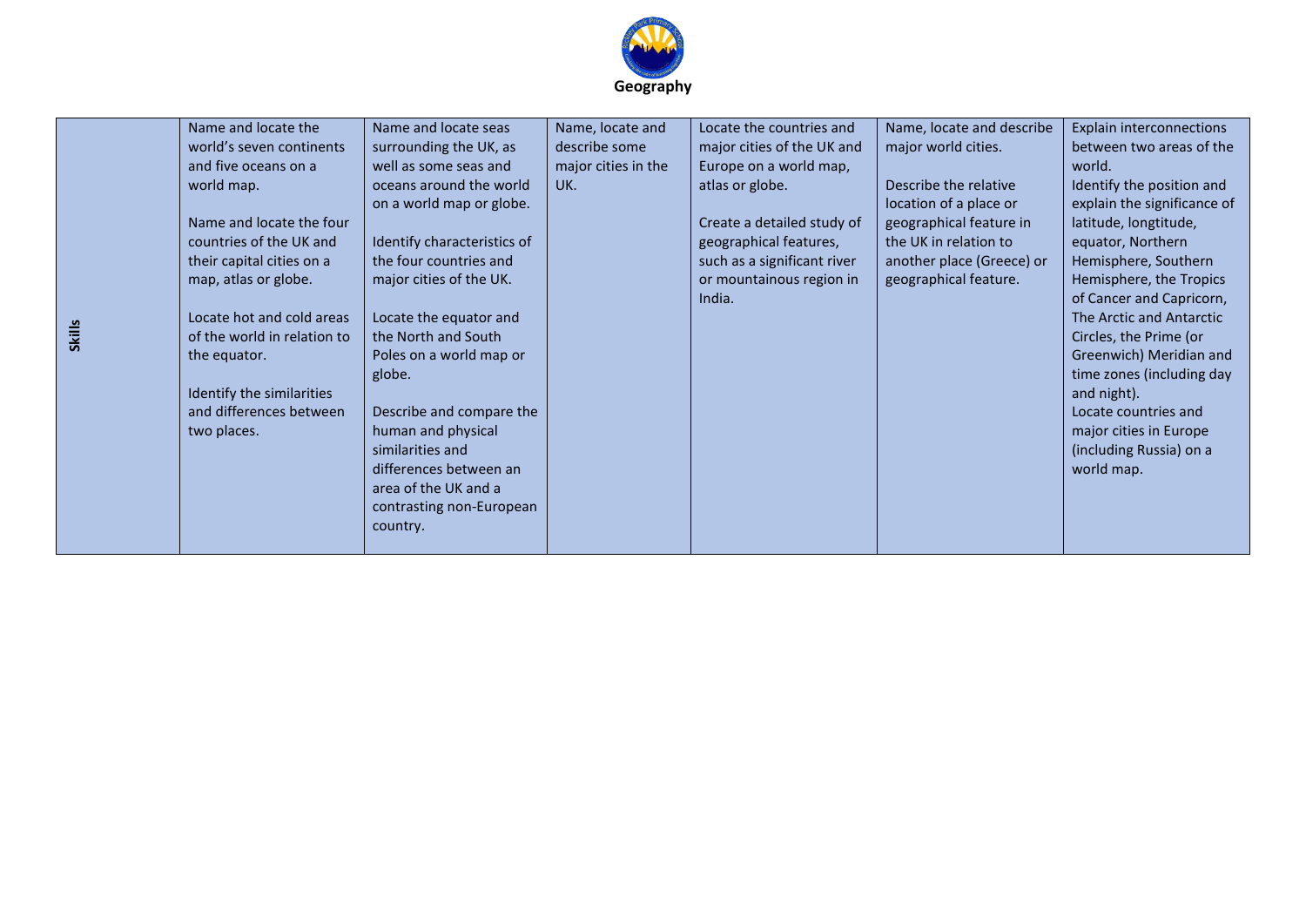**Geography**

| Skills | Name and locate the world's seven continents and five oceans on a world map.<br><br>Name and locate the four countries of the UK and their capital cities on a map, atlas or globe.<br><br>Locate hot and cold areas of the world in relation to the equator.<br><br>Identify the similarities and differences between two places. | Name and locate seas surrounding the UK, as well as some seas and oceans around the world on a world map or globe.<br><br>Identify characteristics of the four countries and major cities of the UK.<br><br>Locate the equator and the North and South Poles on a world map or globe.<br><br>Describe and compare the human and physical similarities and differences between an area of the UK and a contrasting non-European country. | Name, locate and describe some major cities in the UK. | Locate the countries and major cities of the UK and Europe on a world map, atlas or globe.<br><br>Create a detailed study of geographical features, such as a significant river or mountainous region in India. | Name, locate and describe major world cities.<br><br>Describe the relative location of a place or geographical feature in the UK in relation to another place (Greece) or geographical feature. | Explain interconnections between two areas of the world.<br>Identify the position and explain the significance of latitude, longtitude, equator, Northern Hemisphere, Southern Hemisphere, the Tropics of Cancer and Capricorn, The Arctic and Antarctic Circles, the Prime (or Greenwich) Meridian and time zones (including day and night).<br>Locate countries and major cities in Europe (including Russia) on a world map. |
|---|---|---|---|---|---|---|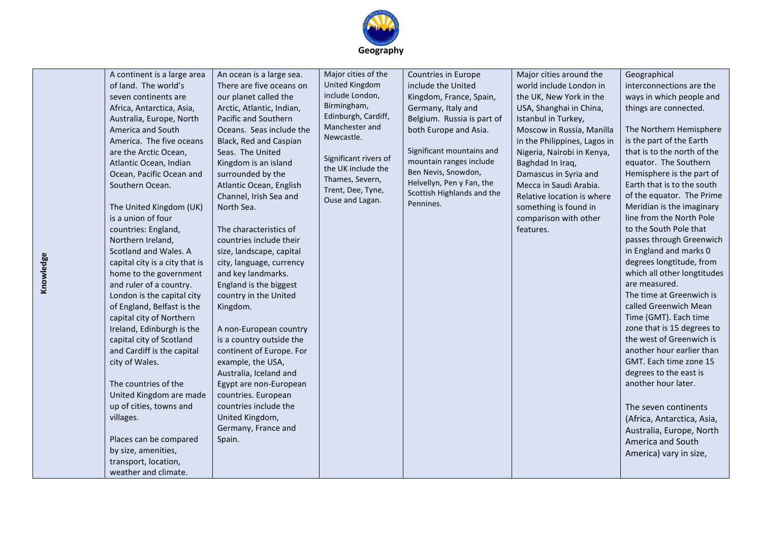# Geography

| Knowledge | | | | | | |
|---|---|---|---|---|---|---|
| Knowledge | A continent is a large area of land. The world's seven continents are Africa, Antarctica, Asia, Australia, Europe, North America and South America. The five oceans are the Arctic Ocean, Atlantic Ocean, Indian Ocean, Pacific Ocean and Southern Ocean.<br><br>The United Kingdom (UK) is a union of four countries: England, Northern Ireland, Scotland and Wales. A capital city is a city that is home to the government and ruler of a country. London is the capital city of England, Belfast is the capital city of Northern Ireland, Edinburgh is the capital city of Scotland and Cardiff is the capital city of Wales.<br><br>The countries of the United Kingdom are made up of cities, towns and villages.<br><br>Places can be compared by size, amenities, transport, location, weather and climate. | An ocean is a large sea. There are five oceans on our planet called the Arctic, Atlantic, Indian, Pacific and Southern Oceans. Seas include the Black, Red and Caspian Seas. The United Kingdom is an island surrounded by the Atlantic Ocean, English Channel, Irish Sea and North Sea.<br><br>The characteristics of countries include their size, landscape, capital city, language, currency and key landmarks. England is the biggest country in the United Kingdom.<br><br>A non-European country is a country outside the continent of Europe. For example, the USA, Australia, Iceland and Egypt are non-European countries. European countries include the United Kingdom, Germany, France and Spain. | Major cities of the United Kingdom include London, Birmingham, Edinburgh, Cardiff, Manchester and Newcastle.<br><br>Significant rivers of the UK include the Thames, Severn, Trent, Dee, Tyne, Ouse and Lagan. | Countries in Europe include the United Kingdom, France, Spain, Germany, Italy and Belgium. Russia is part of both Europe and Asia.<br><br>Significant mountains and mountain ranges include Ben Nevis, Snowdon, Helvellyn, Pen y Fan, the Scottish Highlands and the Pennines. | Major cities around the world include London in the UK, New York in the USA, Shanghai in China, Istanbul in Turkey, Moscow in Russia, Manilla in the Philippines, Lagos in Nigeria, Nairobi in Kenya, Baghdad In Iraq, Damascus in Syria and Mecca in Saudi Arabia. Relative location is where something is found in comparison with other features. | Geographical interconnections are the ways in which people and things are connected.<br><br>The Northern Hemisphere is the part of the Earth that is to the north of the equator. The Southern Hemisphere is the part of Earth that is to the south of the equator. The Prime Meridian is the imaginary line from the North Pole to the South Pole that passes through Greenwich in England and marks 0 degrees longtitude, from which all other longtitudes are measured.<br>The time at Greenwich is called Greenwich Mean Time (GMT). Each time zone that is 15 degrees to the west of Greenwich is another hour earlier than GMT. Each time zone 15 degrees to the east is another hour later.<br><br>The seven continents (Africa, Antarctica, Asia, Australia, Europe, North America and South America) vary in size, |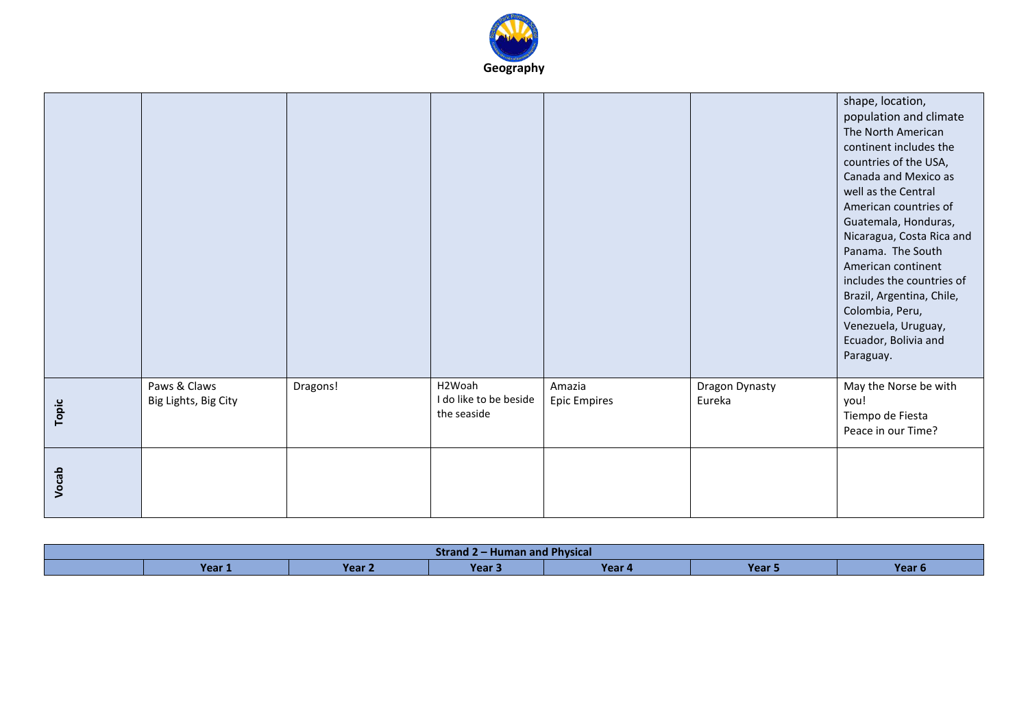## Geography

| | | | | | | |
|---|---|---|---|---|---|---|
| | | | | | | shape, location, population and climate The North American continent includes the countries of the USA, Canada and Mexico as well as the Central American countries of Guatemala, Honduras, Nicaragua, Costa Rica and Panama. The South American continent includes the countries of Brazil, Argentina, Chile, Colombia, Peru, Venezuela, Uruguay, Ecuador, Bolivia and Paraguay. |
| **Topic** | Paws & Claws<br>Big Lights, Big City | Dragons! | H2Woah<br>I do like to be beside the seaside | Amazia<br>Epic Empires | Dragon Dynasty<br>Eureka | May the Norse be with you!<br>Tiempo de Fiesta<br>Peace in our Time? |
| **Vocab** | | | | | | |

| Strand 2 – Human and Physical | | | | | | |
|---|---|---|---|---|---|---|
| | **Year 1** | **Year 2** | **Year 3** | **Year 4** | **Year 5** | **Year 6** |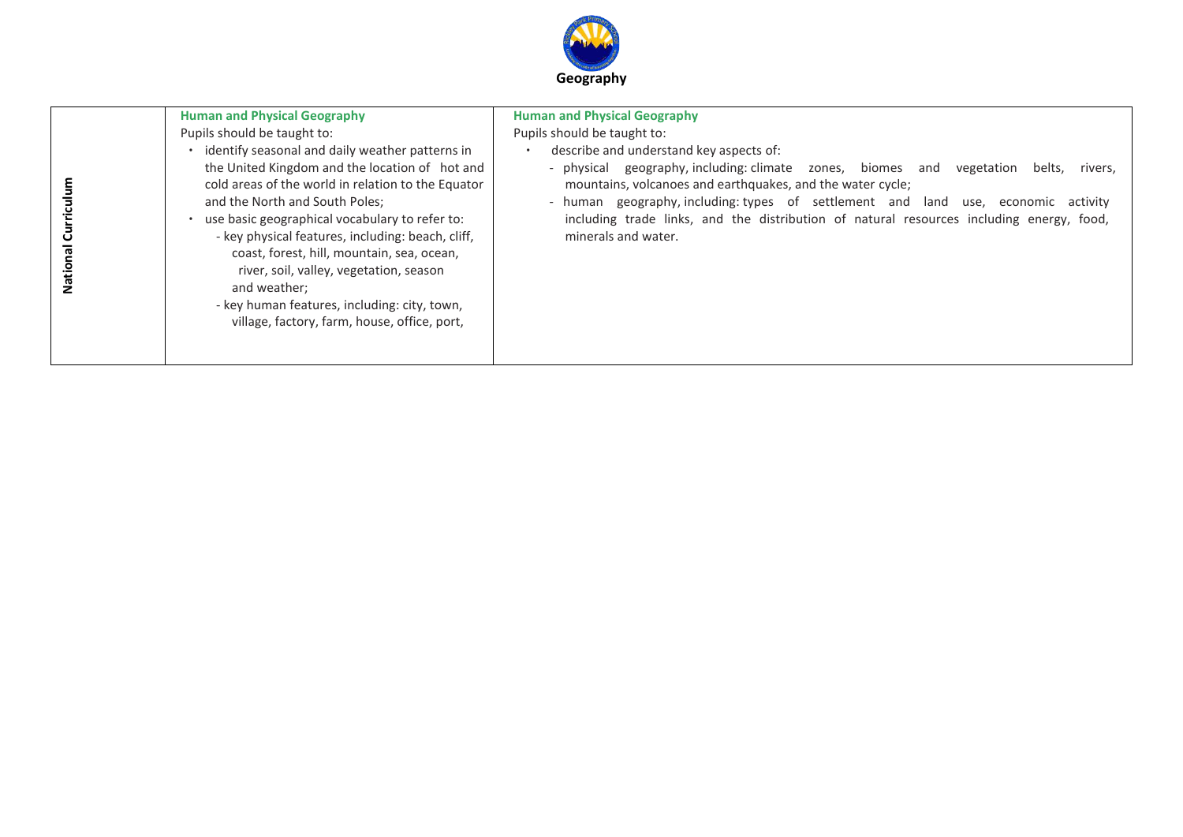# Geography

| National Curriculum | **Human and Physical Geography**<br>Pupils should be taught to:<br>• identify seasonal and daily weather patterns in the United Kingdom and the location of hot and cold areas of the world in relation to the Equator and the North and South Poles;<br>• use basic geographical vocabulary to refer to:<br>- key physical features, including: beach, cliff, coast, forest, hill, mountain, sea, ocean, river, soil, valley, vegetation, season and weather;<br>- key human features, including: city, town, village, factory, farm, house, office, port, | **Human and Physical Geography**<br>Pupils should be taught to:<br>• describe and understand key aspects of:<br>- physical geography, including: climate zones, biomes and vegetation belts, rivers, mountains, volcanoes and earthquakes, and the water cycle;<br>- human geography, including: types of settlement and land use, economic activity including trade links, and the distribution of natural resources including energy, food, minerals and water. |
|---|---|---|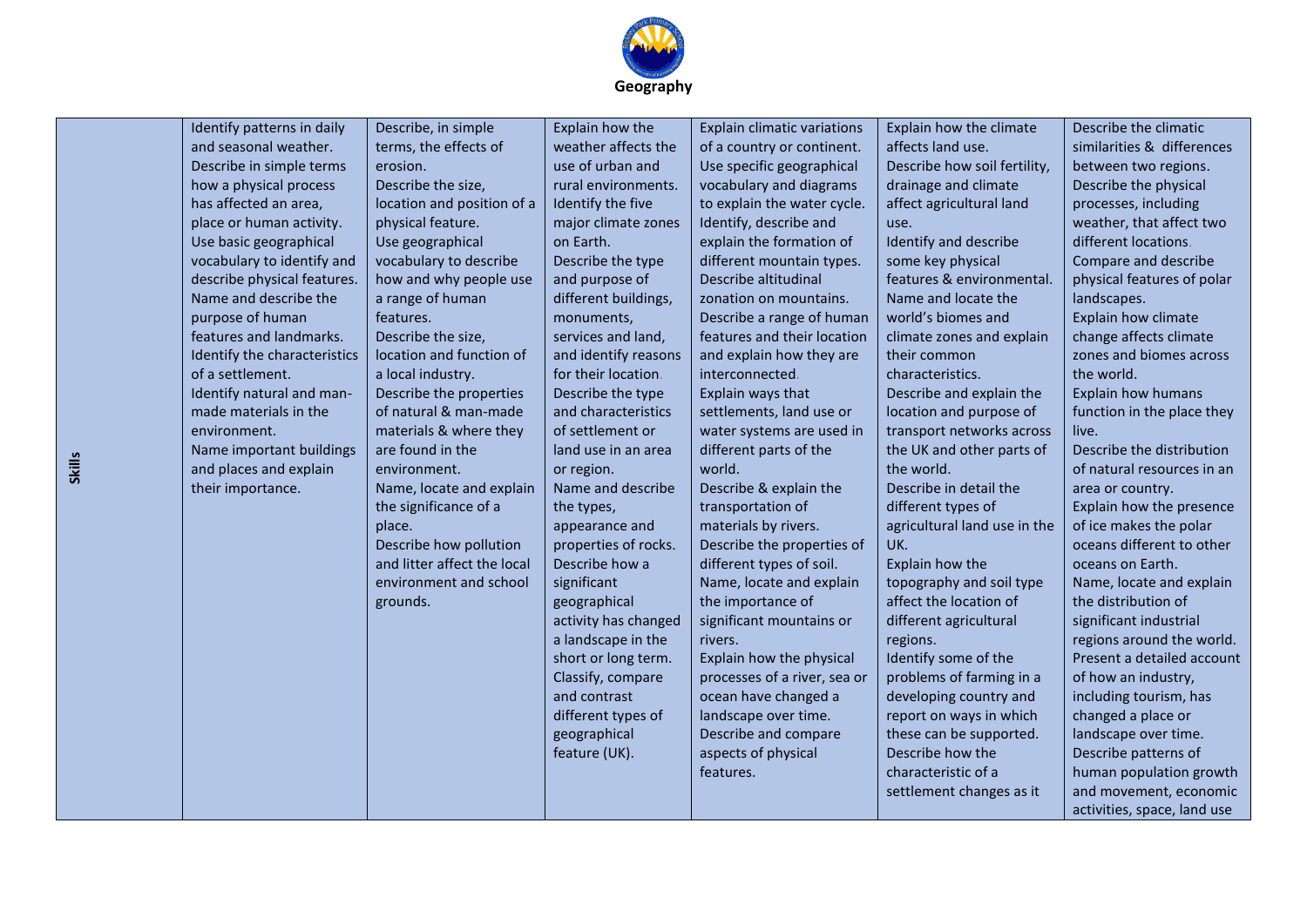# Geography

| Skills | Identify patterns in daily and seasonal weather.<br>Describe in simple terms how a physical process has affected an area, place or human activity.<br>Use basic geographical vocabulary to identify and describe physical features.<br>Name and describe the purpose of human features and landmarks.<br>Identify the characteristics of a settlement.<br>Identify natural and man-made materials in the environment.<br>Name important buildings and places and explain their importance. | Describe, in simple terms, the effects of erosion.<br>Describe the size, location and position of a physical feature.<br>Use geographical vocabulary to describe how and why people use a range of human features.<br>Describe the size, location and function of a local industry.<br>Describe the properties of natural & man-made materials & where they are found in the environment.<br>Name, locate and explain the significance of a place.<br>Describe how pollution and litter affect the local environment and school grounds. | Explain how the weather affects the use of urban and rural environments.<br>Identify the five major climate zones on Earth.<br>Describe the type and purpose of different buildings, monuments, services and land, and identify reasons for their location.<br>Describe the type and characteristics of settlement or land use in an area or region.<br>Name and describe the types, appearance and properties of rocks.<br>Describe how a significant geographical activity has changed a landscape in the short or long term.<br>Classify, compare and contrast different types of geographical feature (UK). | Explain climatic variations of a country or continent.<br>Use specific geographical vocabulary and diagrams to explain the water cycle.<br>Identify, describe and explain the formation of different mountain types.<br>Describe altitudinal zonation on mountains.<br>Describe a range of human features and their location and explain how they are interconnected.<br>Explain ways that settlements, land use or water systems are used in different parts of the world.<br>Describe & explain the transportation of materials by rivers.<br>Describe the properties of different types of soil.<br>Name, locate and explain the importance of significant mountains or rivers.<br>Explain how the physical processes of a river, sea or ocean have changed a landscape over time.<br>Describe and compare aspects of physical features. | Explain how the climate affects land use.<br>Describe how soil fertility, drainage and climate affect agricultural land use.<br>Identify and describe some key physical features & environmental.<br>Name and locate the world's biomes and climate zones and explain their common characteristics.<br>Describe and explain the location and purpose of transport networks across the UK and other parts of the world.<br>Describe in detail the different types of agricultural land use in the UK.<br>Explain how the topography and soil type affect the location of different agricultural regions.<br>Identify some of the problems of farming in a developing country and report on ways in which these can be supported.<br>Describe how the characteristic of a settlement changes as it | Describe the climatic similarities & differences between two regions.<br>Describe the physical processes, including weather, that affect two different locations.<br>Compare and describe physical features of polar landscapes.<br>Explain how climate change affects climate zones and biomes across the world.<br>Explain how humans function in the place they live.<br>Describe the distribution of natural resources in an area or country.<br>Explain how the presence of ice makes the polar oceans different to other oceans on Earth.<br>Name, locate and explain the distribution of significant industrial regions around the world.<br>Present a detailed account of how an industry, including tourism, has changed a place or landscape over time.<br>Describe patterns of human population growth and movement, economic activities, space, land use |
|---|---|---|---|---|---|---|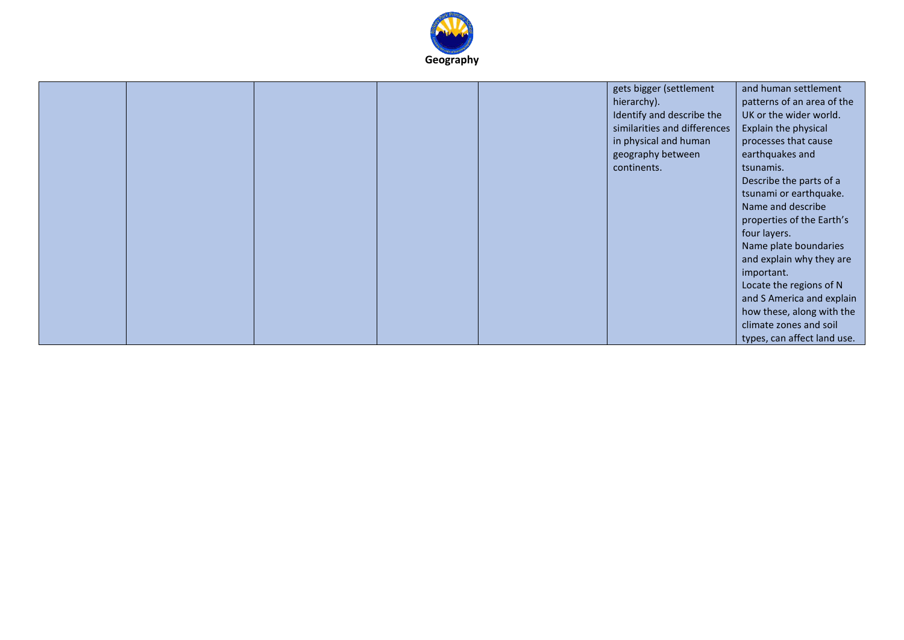# Geography

| | | | | | | |
|---|---|---|---|---|---|---|
| | | | | | gets bigger (settlement hierarchy).<br>Identify and describe the similarities and differences in physical and human geography between continents. | and human settlement patterns of an area of the UK or the wider world.<br>Explain the physical processes that cause earthquakes and tsunamis.<br>Describe the parts of a tsunami or earthquake.<br>Name and describe properties of the Earth's four layers.<br>Name plate boundaries and explain why they are important.<br>Locate the regions of N and S America and explain how these, along with the climate zones and soil types, can affect land use. |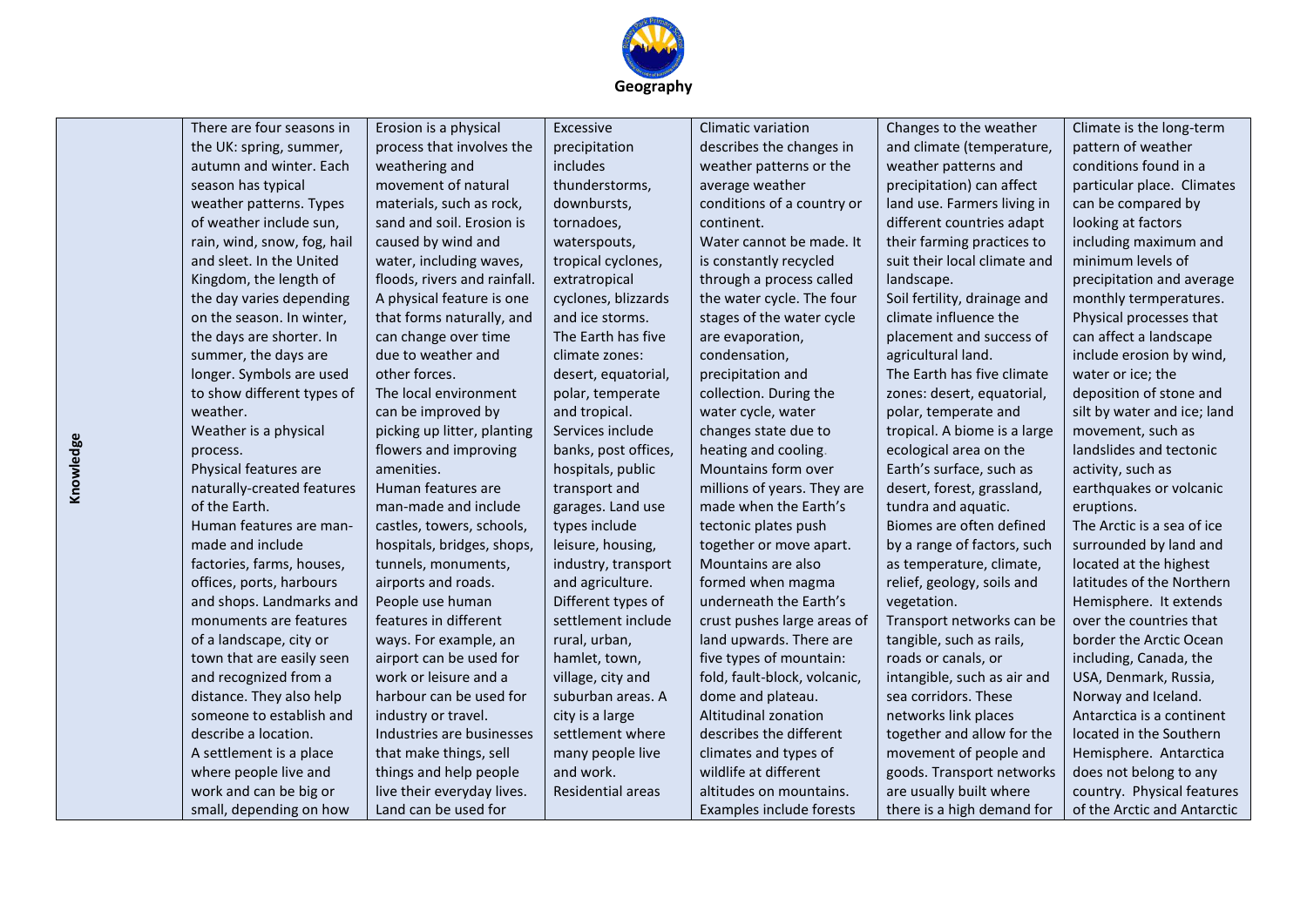# Geography

| Knowledge | | | | | | |
|---|---|---|---|---|---|---|
| Knowledge | There are four seasons in the UK: spring, summer, autumn and winter. Each season has typical weather patterns. Types of weather include sun, rain, wind, snow, fog, hail and sleet. In the United Kingdom, the length of the day varies depending on the season. In winter, the days are shorter. In summer, the days are longer. Symbols are used to show different types of weather.<br>Weather is a physical process.<br>Physical features are naturally-created features of the Earth.<br>Human features are man-made and include factories, farms, houses, offices, ports, harbours and shops. Landmarks and monuments are features of a landscape, city or town that are easily seen and recognized from a distance. They also help someone to establish and describe a location.<br>A settlement is a place where people live and work and can be big or small, depending on how | Erosion is a physical process that involves the weathering and movement of natural materials, such as rock, sand and soil. Erosion is caused by wind and water, including waves, floods, rivers and rainfall.<br>A physical feature is one that forms naturally, and can change over time due to weather and other forces.<br>The local environment can be improved by picking up litter, planting flowers and improving amenities.<br>Human features are man-made and include castles, towers, schools, hospitals, bridges, shops, tunnels, monuments, airports and roads.<br>People use human features in different ways. For example, an airport can be used for work or leisure and a harbour can be used for industry or travel.<br>Industries are businesses that make things, sell things and help people live their everyday lives.<br>Land can be used for | Excessive precipitation includes thunderstorms, downbursts, tornadoes, waterspouts, tropical cyclones, extratropical cyclones, blizzards and ice storms.<br>The Earth has five climate zones: desert, equatorial, polar, temperate and tropical.<br>Services include banks, post offices, hospitals, public transport and garages. Land use types include leisure, housing, industry, transport and agriculture.<br>Different types of settlement include rural, urban, hamlet, town, village, city and suburban areas. A city is a large settlement where many people live and work.<br>Residential areas | Climatic variation describes the changes in weather patterns or the average weather conditions of a country or continent.<br>Water cannot be made. It is constantly recycled through a process called the water cycle. The four stages of the water cycle are evaporation, condensation, precipitation and collection. During the water cycle, water changes state due to heating and cooling.<br>Mountains form over millions of years. They are made when the Earth's tectonic plates push together or move apart. Mountains are also formed when magma underneath the Earth's crust pushes large areas of land upwards. There are five types of mountain: fold, fault-block, volcanic, dome and plateau.<br>Altitudinal zonation describes the different climates and types of wildlife at different altitudes on mountains. Examples include forests | Changes to the weather and climate (temperature, weather patterns and precipitation) can affect land use. Farmers living in different countries adapt their farming practices to suit their local climate and landscape.<br>Soil fertility, drainage and climate influence the placement and success of agricultural land.<br>The Earth has five climate zones: desert, equatorial, polar, temperate and tropical. A biome is a large ecological area on the Earth's surface, such as desert, forest, grassland, tundra and aquatic.<br>Biomes are often defined by a range of factors, such as temperature, climate, relief, geology, soils and vegetation.<br>Transport networks can be tangible, such as rails, roads or canals, or intangible, such as air and sea corridors. These networks link places together and allow for the movement of people and goods. Transport networks are usually built where there is a high demand for | Climate is the long-term pattern of weather conditions found in a particular place. Climates can be compared by looking at factors including maximum and minimum levels of precipitation and average monthly termperatures.<br>Physical processes that can affect a landscape include erosion by wind, water or ice; the deposition of stone and silt by water and ice; land movement, such as landslides and tectonic activity, such as earthquakes or volcanic eruptions.<br>The Arctic is a sea of ice surrounded by land and located at the highest latitudes of the Northern Hemisphere. It extends over the countries that border the Arctic Ocean including, Canada, the USA, Denmark, Russia, Norway and Iceland.<br>Antarctica is a continent located in the Southern Hemisphere. Antarctica does not belong to any country. Physical features of the Arctic and Antarctic |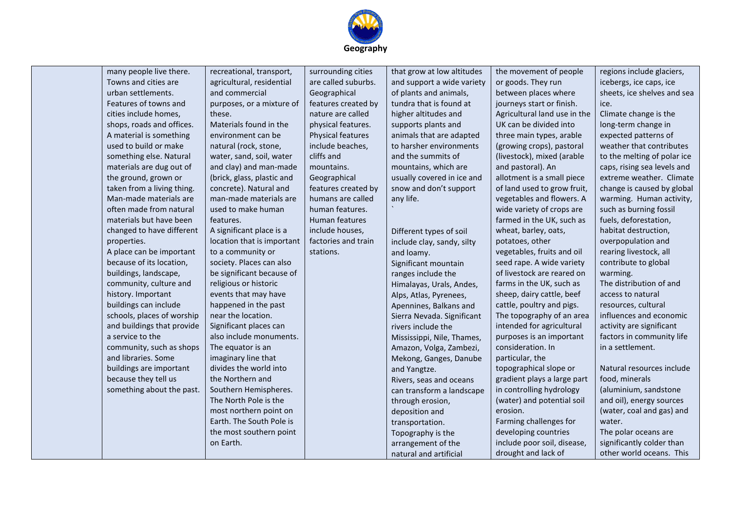## Geography

| | | | | | | |
|---|---|---|---|---|---|---|
| | many people live there. Towns and cities are urban settlements. Features of towns and cities include homes, shops, roads and offices. A material is something used to build or make something else. Natural materials are dug out of the ground, grown or taken from a living thing. Man-made materials are often made from natural materials but have been changed to have different properties. A place can be important because of its location, buildings, landscape, community, culture and history. Important buildings can include schools, places of worship and buildings that provide a service to the community, such as shops and libraries. Some buildings are important because they tell us something about the past. | recreational, transport, agricultural, residential and commercial purposes, or a mixture of these. Materials found in the environment can be natural (rock, stone, water, sand, soil, water and clay) and man-made (brick, glass, plastic and concrete). Natural and man-made materials are used to make human features. A significant place is a location that is important to a community or society. Places can also be significant because of religious or historic events that may have happened in the past near the location. Significant places can also include monuments. The equator is an imaginary line that divides the world into the Northern and Southern Hemispheres. The North Pole is the most northern point on Earth. The South Pole is the most southern point on Earth. | surrounding cities are called suburbs. Geographical features created by nature are called physical features. Physical features include beaches, cliffs and mountains. Geographical features created by humans are called human features. Human features include houses, factories and train stations. | that grow at low altitudes and support a wide variety of plants and animals, tundra that is found at higher altitudes and supports plants and animals that are adapted to harsher environments and the summits of mountains, which are usually covered in ice and snow and don't support any life. ` Different types of soil include clay, sandy, silty and loamy. Significant mountain ranges include the Himalayas, Urals, Andes, Alps, Atlas, Pyrenees, Apennines, Balkans and Sierra Nevada. Significant rivers include the Mississippi, Nile, Thames, Amazon, Volga, Zambezi, Mekong, Ganges, Danube and Yangtze. Rivers, seas and oceans can transform a landscape through erosion, deposition and transportation. Topography is the arrangement of the natural and artificial | the movement of people or goods. They run between places where journeys start or finish. Agricultural land use in the UK can be divided into three main types, arable (growing crops), pastoral (livestock), mixed (arable and pastoral). An allotment is a small piece of land used to grow fruit, vegetables and flowers. A wide variety of crops are farmed in the UK, such as wheat, barley, oats, potatoes, other vegetables, fruits and oil seed rape. A wide variety of livestock are reared on farms in the UK, such as sheep, dairy cattle, beef cattle, poultry and pigs. The topography of an area intended for agricultural purposes is an important consideration. In particular, the topographical slope or gradient plays a large part in controlling hydrology (water) and potential soil erosion. Farming challenges for developing countries include poor soil, disease, drought and lack of | regions include glaciers, icebergs, ice caps, ice sheets, ice shelves and sea ice. Climate change is the long-term change in expected patterns of weather that contributes to the melting of polar ice caps, rising sea levels and extreme weather. Climate change is caused by global warming. Human activity, such as burning fossil fuels, deforestation, habitat destruction, overpopulation and rearing livestock, all contribute to global warming. The distribution of and access to natural resources, cultural influences and economic activity are significant factors in community life in a settlement. Natural resources include food, minerals (aluminium, sandstone and oil), energy sources (water, coal and gas) and water. The polar oceans are significantly colder than other world oceans. This |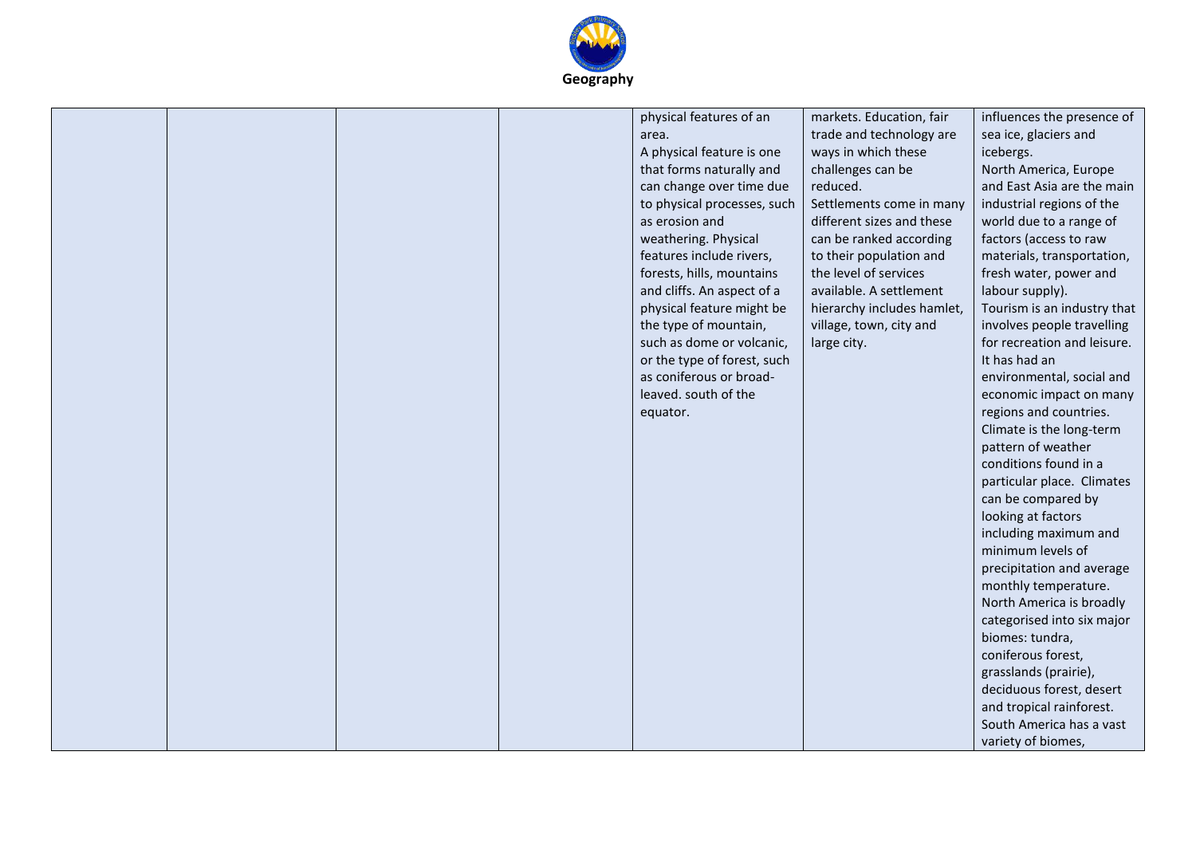# Geography

| | | | | | | |
|---|---|---|---|---|---|---|
| | | | | physical features of an area.<br>A physical feature is one that forms naturally and can change over time due to physical processes, such as erosion and weathering. Physical features include rivers, forests, hills, mountains and cliffs. An aspect of a physical feature might be the type of mountain, such as dome or volcanic, or the type of forest, such as coniferous or broad-leaved. south of the equator. | markets. Education, fair trade and technology are ways in which these challenges can be reduced.<br>Settlements come in many different sizes and these can be ranked according to their population and the level of services available. A settlement hierarchy includes hamlet, village, town, city and large city. | influences the presence of sea ice, glaciers and icebergs.<br>North America, Europe and East Asia are the main industrial regions of the world due to a range of factors (access to raw materials, transportation, fresh water, power and labour supply).<br>Tourism is an industry that involves people travelling for recreation and leisure. It has had an environmental, social and economic impact on many regions and countries.<br>Climate is the long-term pattern of weather conditions found in a particular place. Climates can be compared by looking at factors including maximum and minimum levels of precipitation and average monthly temperature.<br>North America is broadly categorised into six major biomes: tundra, coniferous forest, grasslands (prairie), deciduous forest, desert and tropical rainforest.<br>South America has a vast variety of biomes, |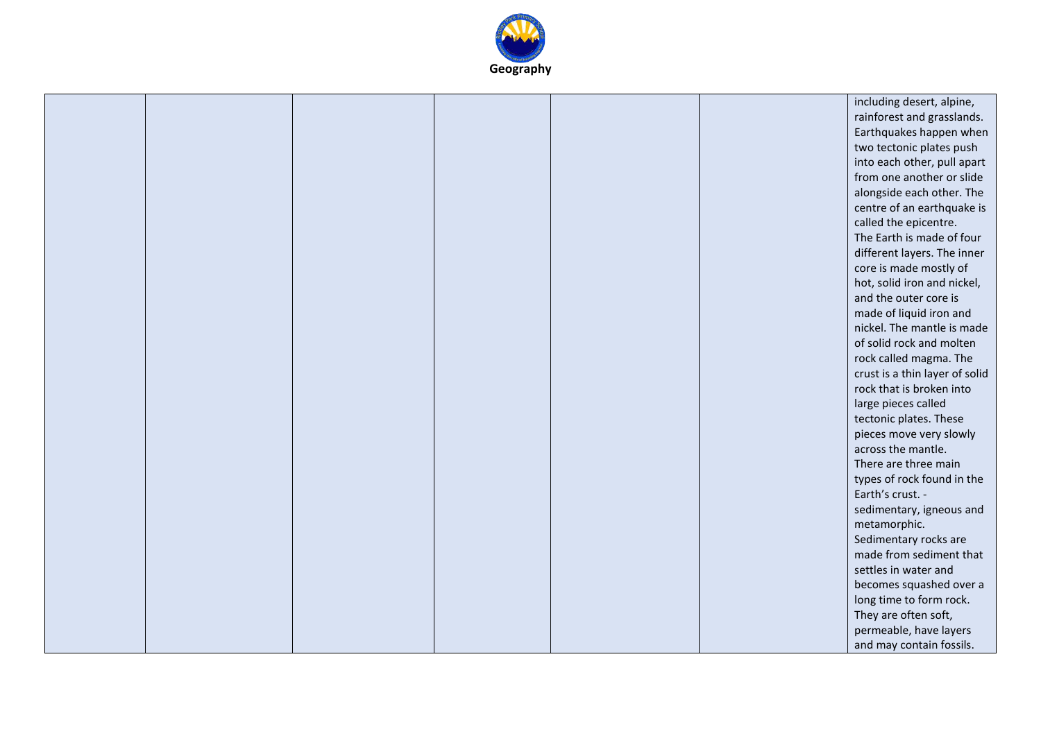# Geography

| | | | | | | |
|---|---|---|---|---|---|---|
| | | | | | | including desert, alpine, rainforest and grasslands. Earthquakes happen when two tectonic plates push into each other, pull apart from one another or slide alongside each other. The centre of an earthquake is called the epicentre. The Earth is made of four different layers. The inner core is made mostly of hot, solid iron and nickel, and the outer core is made of liquid iron and nickel. The mantle is made of solid rock and molten rock called magma. The crust is a thin layer of solid rock that is broken into large pieces called tectonic plates. These pieces move very slowly across the mantle. There are three main types of rock found in the Earth's crust. - sedimentary, igneous and metamorphic. Sedimentary rocks are made from sediment that settles in water and becomes squashed over a long time to form rock. They are often soft, permeable, have layers and may contain fossils. |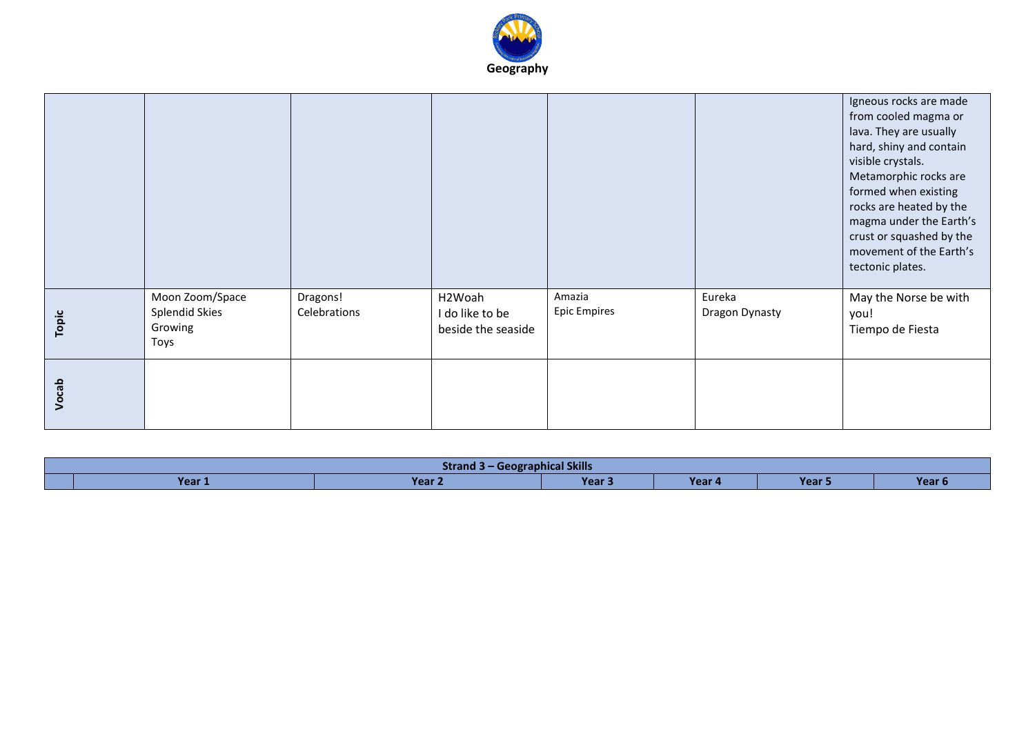## Geography

| | | | | | | |
|---|---|---|---|---|---|---|
| | | | | | | Igneous rocks are made from cooled magma or lava. They are usually hard, shiny and contain visible crystals. Metamorphic rocks are formed when existing rocks are heated by the magma under the Earth's crust or squashed by the movement of the Earth's tectonic plates. |
| **Topic** | Moon Zoom/Space<br>Splendid Skies<br>Growing<br>Toys | Dragons!<br>Celebrations | H2Woah<br>I do like to be beside the seaside | Amazia<br>Epic Empires | Eureka<br>Dragon Dynasty | May the Norse be with you!<br>Tiempo de Fiesta |
| **Vocab** | | | | | | |

| Strand 3 – Geographical Skills | | | | | | |
|---|---|---|---|---|---|---|
| | **Year 1** | **Year 2** | **Year 3** | **Year 4** | **Year 5** | **Year 6** |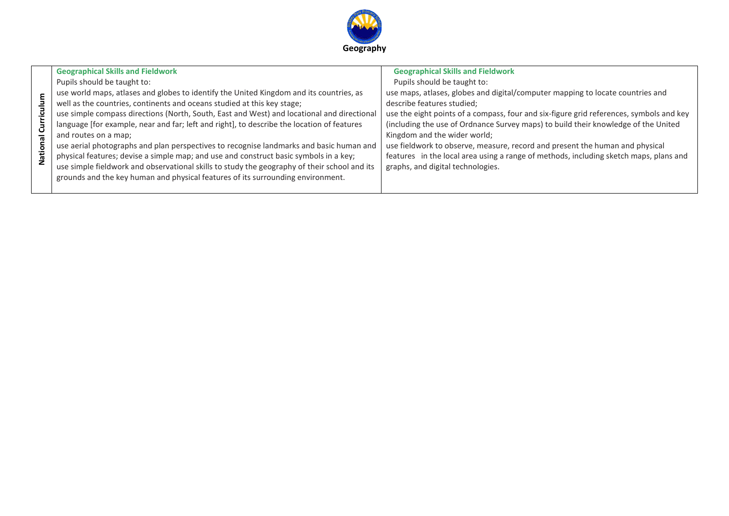**Geography**

| National Curriculum | Geographical Skills and Fieldwork | Geographical Skills and Fieldwork |
| --- | --- | --- |
| | Pupils should be taught to:<br>use world maps, atlases and globes to identify the United Kingdom and its countries, as well as the countries, continents and oceans studied at this key stage;<br>use simple compass directions (North, South, East and West) and locational and directional language [for example, near and far; left and right], to describe the location of features and routes on a map;<br>use aerial photographs and plan perspectives to recognise landmarks and basic human and physical features; devise a simple map; and use and construct basic symbols in a key;<br>use simple fieldwork and observational skills to study the geography of their school and its grounds and the key human and physical features of its surrounding environment. | Pupils should be taught to:<br>use maps, atlases, globes and digital/computer mapping to locate countries and describe features studied;<br>use the eight points of a compass, four and six-figure grid references, symbols and key (including the use of Ordnance Survey maps) to build their knowledge of the United Kingdom and the wider world;<br>use fieldwork to observe, measure, record and present the human and physical features in the local area using a range of methods, including sketch maps, plans and graphs, and digital technologies. |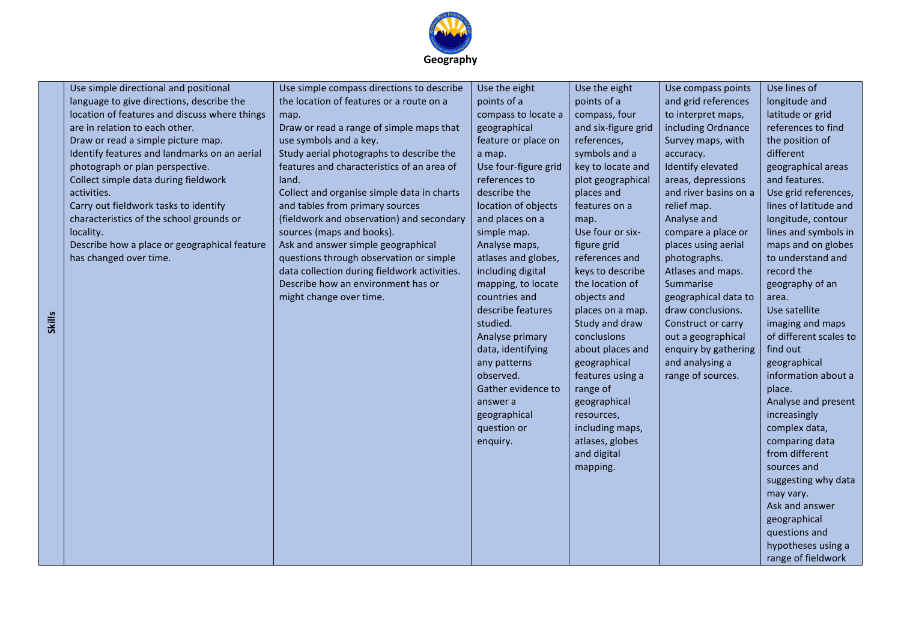# Geography

| Skills | | | | | | |
|---|---|---|---|---|---|---|
| **Skills** | Use simple directional and positional language to give directions, describe the location of features and discuss where things are in relation to each other.<br>Draw or read a simple picture map.<br>Identify features and landmarks on an aerial photograph or plan perspective.<br>Collect simple data during fieldwork activities.<br>Carry out fieldwork tasks to identify characteristics of the school grounds or locality.<br>Describe how a place or geographical feature has changed over time. | Use simple compass directions to describe the location of features or a route on a map.<br>Draw or read a range of simple maps that use symbols and a key.<br>Study aerial photographs to describe the features and characteristics of an area of land.<br>Collect and organise simple data in charts and tables from primary sources (fieldwork and observation) and secondary sources (maps and books).<br>Ask and answer simple geographical questions through observation or simple data collection during fieldwork activities.<br>Describe how an environment has or might change over time. | Use the eight points of a compass to locate a geographical feature or place on a map.<br>Use four-figure grid references to describe the location of objects and places on a simple map.<br>Analyse maps, atlases and globes, including digital mapping, to locate countries and describe features studied.<br>Analyse primary data, identifying any patterns observed.<br>Gather evidence to answer a geographical question or enquiry. | Use the eight points of a compass, four and six-figure grid references, symbols and a key to locate and plot geographical places and features on a map.<br>Use four or six-figure grid references and keys to describe the location of objects and places on a map.<br>Study and draw conclusions about places and geographical features using a range of geographical resources, including maps, atlases, globes and digital mapping. | Use compass points and grid references to interpret maps, including Ordnance Survey maps, with accuracy.<br>Identify elevated areas, depressions and river basins on a relief map.<br>Analyse and compare a place or places using aerial photographs.<br>Atlases and maps.<br>Summarise geographical data to draw conclusions.<br>Construct or carry out a geographical enquiry by gathering and analysing a range of sources. | Use lines of longitude and latitude or grid references to find the position of different geographical areas and features.<br>Use grid references, lines of latitude and longitude, contour lines and symbols in maps and on globes to understand and record the geography of an area.<br>Use satellite imaging and maps of different scales to find out geographical information about a place.<br>Analyse and present increasingly complex data, comparing data from different sources and suggesting why data may vary.<br>Ask and answer geographical questions and hypotheses using a range of fieldwork |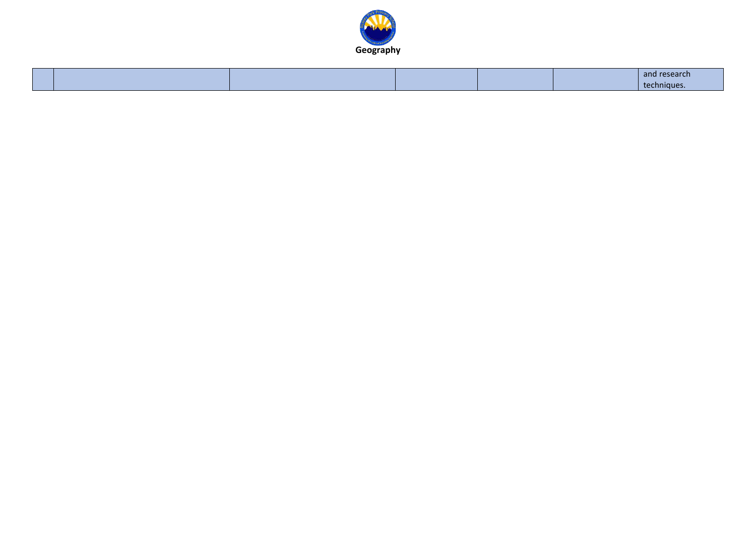# Geography

| | | | | | | |
|---|---|---|---|---|---|---|
| | | | | | | and research techniques. |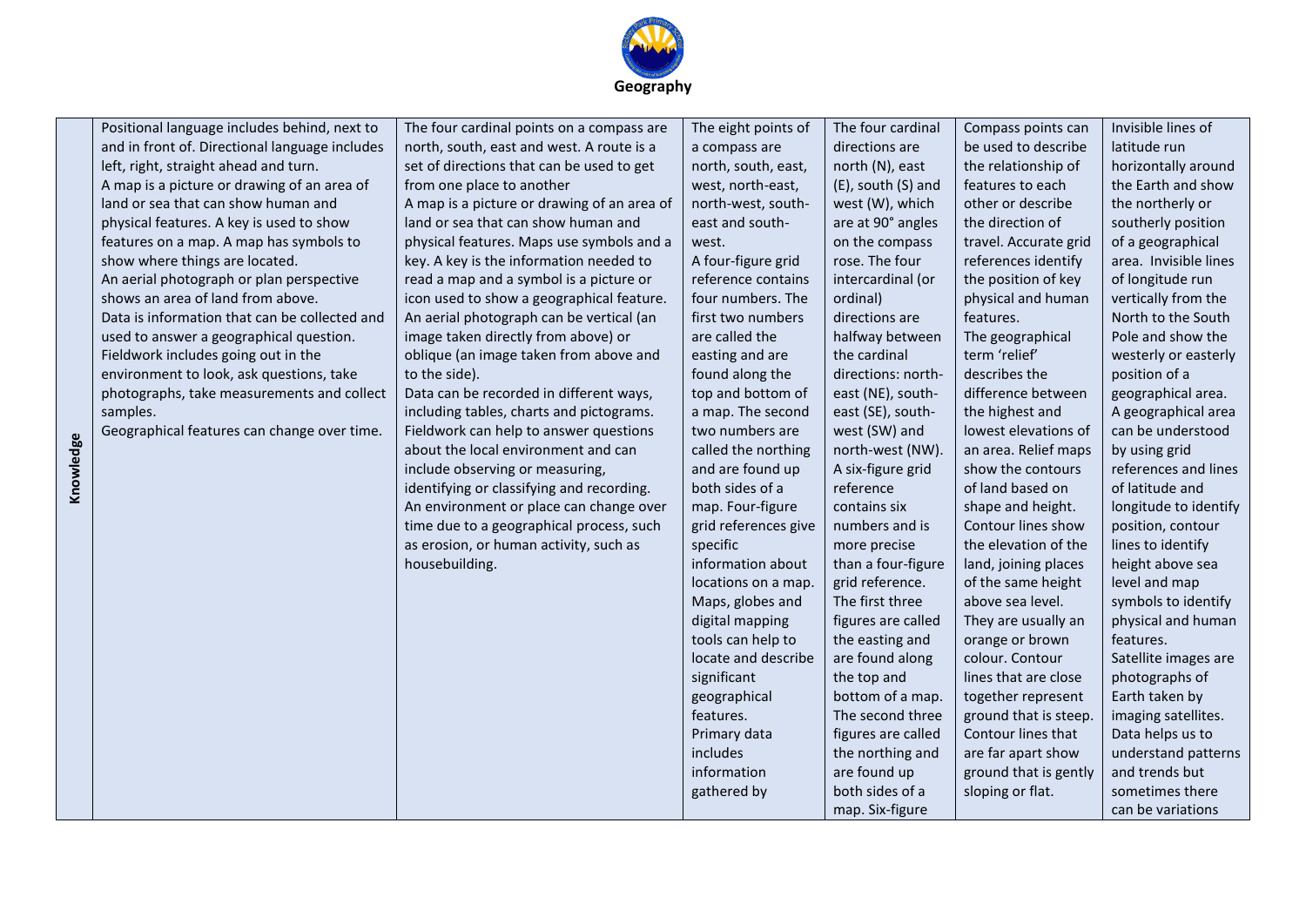# Geography

| Knowledge | | | | | | |
|---|---|---|---|---|---|---|
| **Knowledge** | Positional language includes behind, next to and in front of. Directional language includes left, right, straight ahead and turn. A map is a picture or drawing of an area of land or sea that can show human and physical features. A key is used to show features on a map. A map has symbols to show where things are located. An aerial photograph or plan perspective shows an area of land from above. Data is information that can be collected and used to answer a geographical question. Fieldwork includes going out in the environment to look, ask questions, take photographs, take measurements and collect samples. Geographical features can change over time. | The four cardinal points on a compass are north, south, east and west. A route is a set of directions that can be used to get from one place to another. A map is a picture or drawing of an area of land or sea that can show human and physical features. Maps use symbols and a key. A key is the information needed to read a map and a symbol is a picture or icon used to show a geographical feature. An aerial photograph can be vertical (an image taken directly from above) or oblique (an image taken from above and to the side). Data can be recorded in different ways, including tables, charts and pictograms. Fieldwork can help to answer questions about the local environment and can include observing or measuring, identifying or classifying and recording. An environment or place can change over time due to a geographical process, such as erosion, or human activity, such as housebuilding. | The eight points of a compass are north, south, east, west, north-east, north-west, south-east and south-west. A four-figure grid reference contains four numbers. The first two numbers are called the easting and are found along the top and bottom of a map. The second two numbers are called the northing and are found up both sides of a map. Four-figure grid references give specific information about locations on a map. Maps, globes and digital mapping tools can help to locate and describe significant geographical features. Primary data includes information gathered by | The four cardinal directions are north (N), east (E), south (S) and west (W), which are at 90° angles on the compass rose. The four intercardinal (or ordinal) directions are halfway between the cardinal directions: north-east (NE), south-east (SE), south-west (SW) and north-west (NW). A six-figure grid reference contains six numbers and is more precise than a four-figure grid reference. The first three figures are called the easting and are found along the top and bottom of a map. The second three figures are called the northing and are found up both sides of a map. Six-figure | Compass points can be used to describe the relationship of features to each other or describe the direction of travel. Accurate grid references identify the position of key physical and human features. The geographical term 'relief' describes the difference between the highest and lowest elevations of an area. Relief maps show the contours of land based on shape and height. Contour lines show the elevation of the land, joining places of the same height above sea level. They are usually an orange or brown colour. Contour lines that are close together represent ground that is steep. Contour lines that are far apart show ground that is gently sloping or flat. | Invisible lines of latitude run horizontally around the Earth and show the northerly or southerly position of a geographical area. Invisible lines of longitude run vertically from the North to the South Pole and show the westerly or easterly position of a geographical area. A geographical area can be understood by using grid references and lines of latitude and longitude to identify position, contour lines to identify height above sea level and map symbols to identify physical and human features. Satellite images are photographs of Earth taken by imaging satellites. Data helps us to understand patterns and trends but sometimes there can be variations |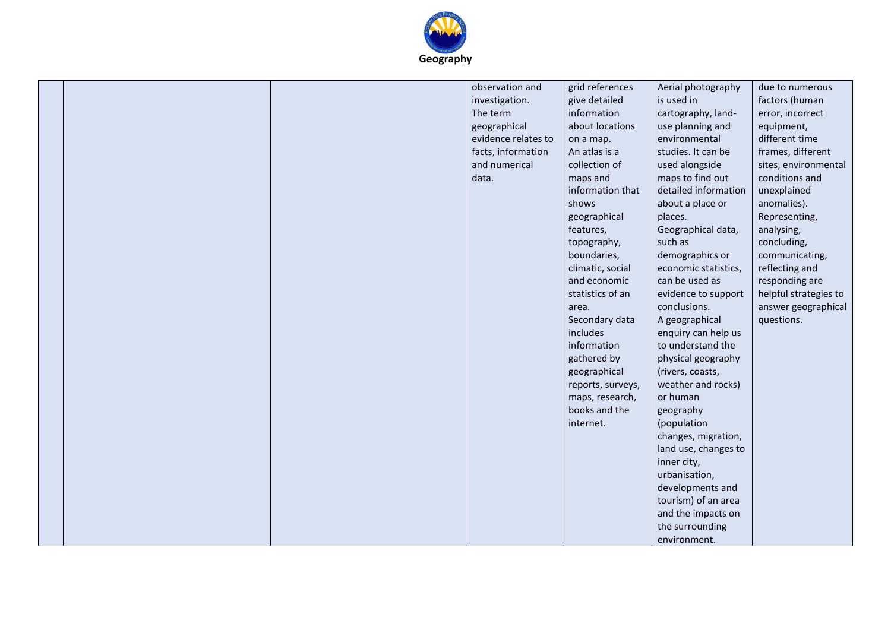# Geography

| | | | | | | |
|---|---|---|---|---|---|---|
| | | | observation and investigation. The term geographical evidence relates to facts, information and numerical data. | grid references give detailed information about locations on a map. An atlas is a collection of maps and information that shows geographical features, topography, boundaries, climatic, social and economic statistics of an area. Secondary data includes information gathered by geographical reports, surveys, maps, research, books and the internet. | Aerial photography is used in cartography, land-use planning and environmental studies. It can be used alongside maps to find out detailed information about a place or places. Geographical data, such as demographics or economic statistics, can be used as evidence to support conclusions. A geographical enquiry can help us to understand the physical geography (rivers, coasts, weather and rocks) or human geography (population changes, migration, land use, changes to inner city, urbanisation, developments and tourism) of an area and the impacts on the surrounding environment. | due to numerous factors (human error, incorrect equipment, different time frames, different sites, environmental conditions and unexplained anomalies). Representing, analysing, concluding, communicating, reflecting and responding are helpful strategies to answer geographical questions. |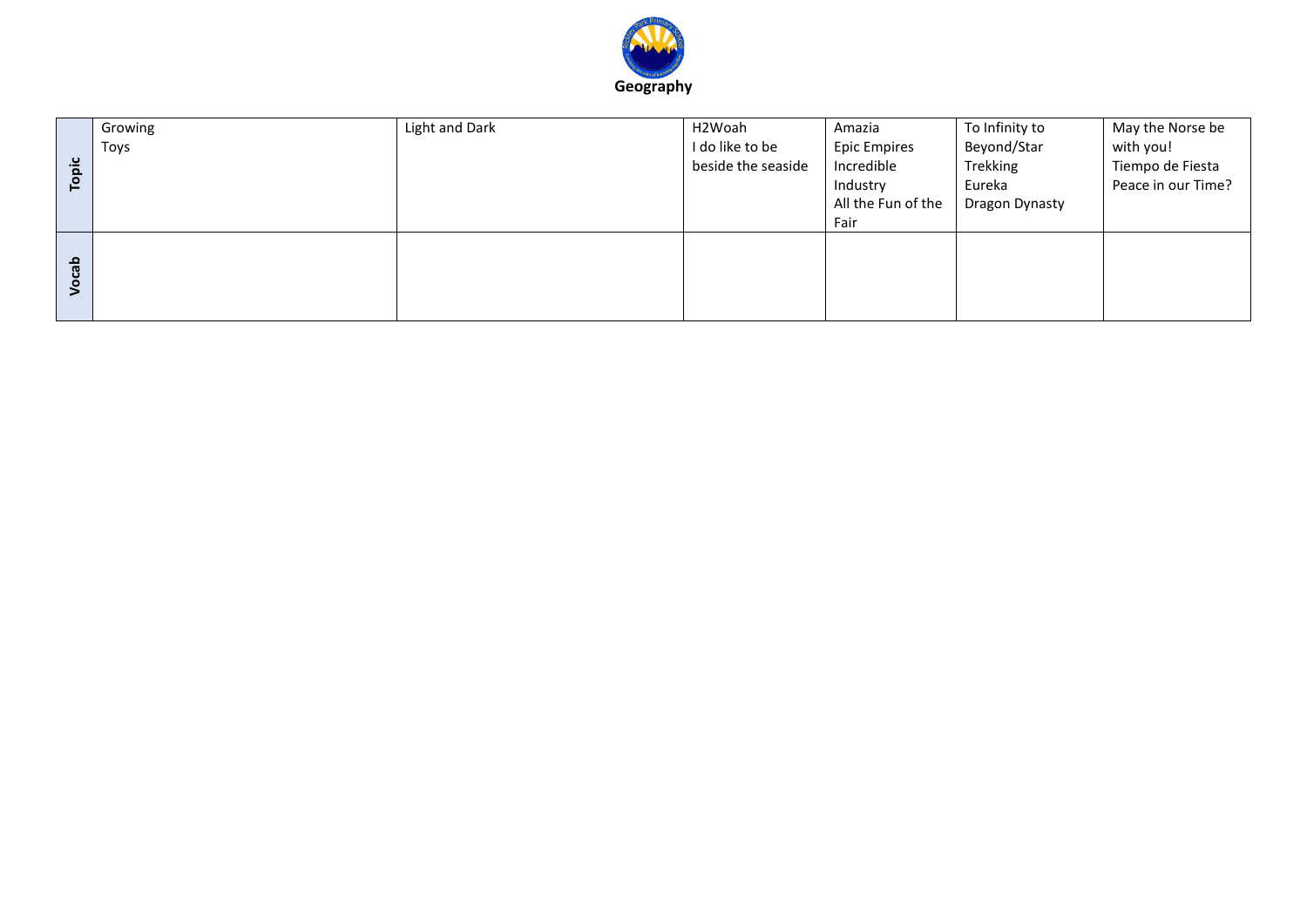**Geography**

| | | | | | | |
|---|---|---|---|---|---|---|
| **Topic** | Growing<br>Toys | Light and Dark | H2Woah<br>I do like to be beside the seaside | Amazia<br>Epic Empires<br>Incredible Industry<br>All the Fun of the Fair | To Infinity to Beyond/Star Trekking<br>Eureka<br>Dragon Dynasty | May the Norse be with you!<br>Tiempo de Fiesta<br>Peace in our Time? |
| **Vocab** | | | | | | |